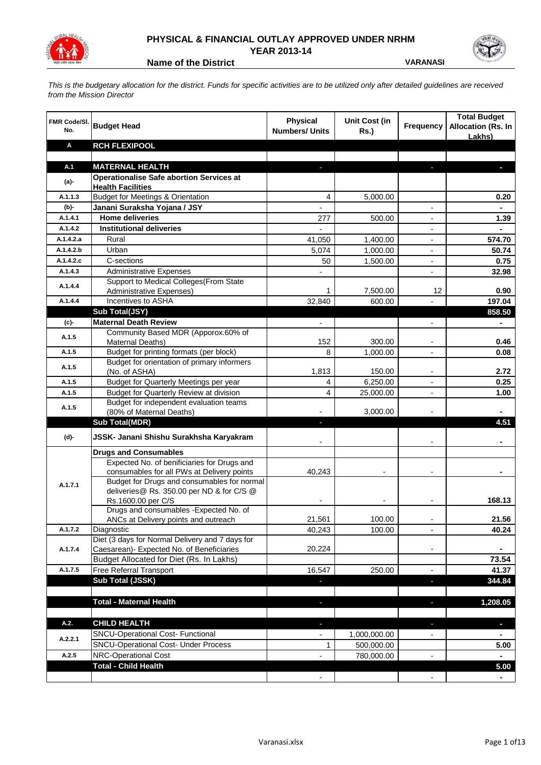# PHYSICAL & FINANCIAL OUTLAY APPROVED UNDER NRHM

## YEAR 2013-14

**Name of the District** VARANASI

*This is the budgetary allocation for the district. Funds for specific activities are to be utilized only after detailed guidelines are received from the Mission Director*

| FMR Code/Sl. No. | Budget Head | Physical Numbers/ Units | Unit Cost (in Rs.) | Frequency | Total Budget Allocation (Rs. In Lakhs) |
|---|---|---|---|---|---|
| **A** | **RCH FLEXIPOOL** | | | | |
| | | | | | |
| **A.1** | **MATERNAL HEALTH** | - | | - | - |
| **(a)-** | **Operationalise Safe abortion Services at Health Facilities** | | | | |
| A.1.1.3 | Budget for Meetings & Orientation | 4 | 5,000.00 | | 0.20 |
| **(b)-** | **Janani Suraksha Yojana / JSY** | - | | - | - |
| A.1.4.1 | **Home deliveries** | 277 | 500.00 | - | 1.39 |
| A.1.4.2 | **Institutional deliveries** | - | | - | - |
| A.1.4.2.a | Rural | 41,050 | 1,400.00 | - | 574.70 |
| A.1.4.2.b | Urban | 5,074 | 1,000.00 | - | 50.74 |
| A.1.4.2.c | C-sections | 50 | 1,500.00 | - | 0.75 |
| A.1.4.3 | Administrative Expenses | - | | - | 32.98 |
| A.1.4.4 | Support to Medical Colleges(From State Administrative Expenses) | 1 | 7,500.00 | 12 | 0.90 |
| A.1.4.4 | Incentives to ASHA | 32,840 | 600.00 | - | 197.04 |
| | **Sub Total(JSY)** | | | | **858.50** |
| **(c)-** | **Maternal Death Review** | - | | - | - |
| A.1.5 | Community Based MDR (Apporox.60% of Maternal Deaths) | 152 | 300.00 | - | 0.46 |
| A.1.5 | Budget for printing formats (per block) | 8 | 1,000.00 | - | 0.08 |
| A.1.5 | Budget for orientation of primary informers (No. of ASHA) | 1,813 | 150.00 | - | 2.72 |
| A.1.5 | Budget for Quarterly Meetings per year | 4 | 6,250.00 | - | 0.25 |
| A.1.5 | Budget for Quarterly Review at division | 4 | 25,000.00 | - | 1.00 |
| A.1.5 | Budget for independent evaluation teams (80% of Maternal Deaths) | - | 3,000.00 | - | - |
| | **Sub Total(MDR)** | - | | | **4.51** |
| **(d)-** | **JSSK- Janani Shishu Surakhsha Karyakram** | - | | - | - |
| A.1.7.1 | **Drugs and Consumables** | | | | |
| | Expected No. of benificiaries for Drugs and consumables for all PWs at Delivery points | 40,243 | - | - | - |
| | Budget for Drugs and consumables for normal deliveries@ Rs. 350.00 per ND & for C/S @ Rs.1600.00 per C/S | - | - | - | 168.13 |
| | Drugs and consumables -Expected No. of ANCs at Delivery points and outreach | 21,561 | 100.00 | - | 21.56 |
| A.1.7.2 | Diagnostic | 40,243 | 100.00 | - | 40.24 |
| A.1.7.4 | Diet (3 days for Normal Delivery and 7 days for Caesarean)- Expected No. of Beneficiaries | 20,224 | | - | - |
| | Budget Allocated for Diet (Rs. In Lakhs) | | | | 73.54 |
| A.1.7.5 | Free Referral Transport | 16,547 | 250.00 | - | 41.37 |
| | **Sub Total (JSSK)** | - | | - | **344.84** |
| | | | | | |
| | **Total - Maternal Health** | - | | - | **1,208.05** |
| | | | | | |
| **A.2.** | **CHILD HEALTH** | - | | - | - |
| A.2.2.1 | SNCU-Operational Cost- Functional | - | 1,000,000.00 | - | - |
| | SNCU-Operational Cost- Under Process | 1 | 500,000.00 | | 5.00 |
| A.2.5 | NRC-Operational Cost | - | 780,000.00 | - | - |
| | **Total - Child Health** | | | | **5.00** |
| | | - | | - | - |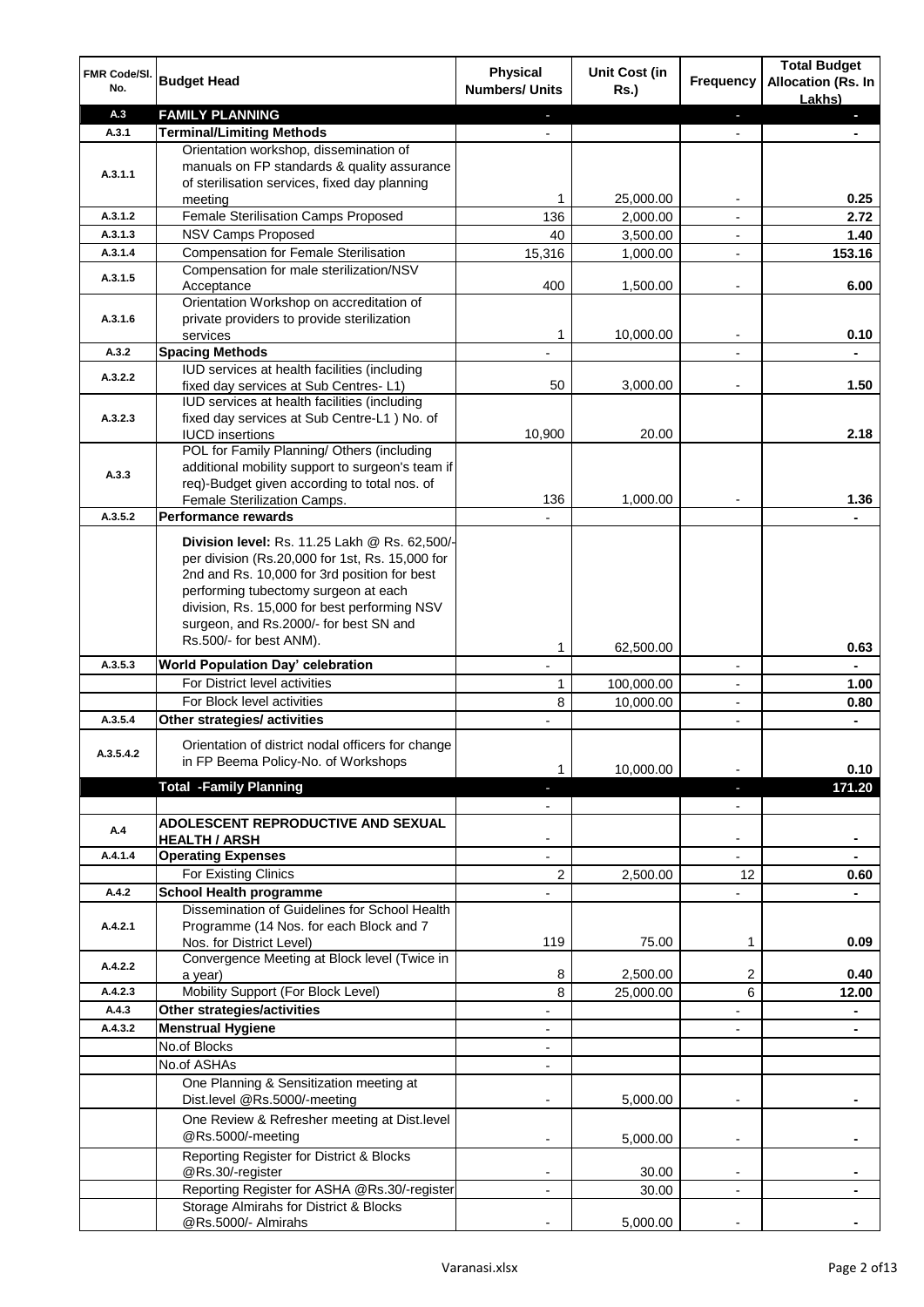| FMR Code/Sl. No. | Budget Head | Physical Numbers/ Units | Unit Cost (in Rs.) | Frequency | Total Budget Allocation (Rs. In Lakhs) |
|---|---|---|---|---|---|
| A.3 | **FAMILY PLANNING** | - | | - | - |
| A.3.1 | **Terminal/Limiting Methods** | - | | - | - |
| A.3.1.1 | Orientation workshop, dissemination of manuals on FP standards & quality assurance of sterilisation services, fixed day planning meeting | 1 | 25,000.00 | - | **0.25** |
| A.3.1.2 | Female Sterilisation Camps Proposed | 136 | 2,000.00 | - | **2.72** |
| A.3.1.3 | NSV Camps Proposed | 40 | 3,500.00 | - | **1.40** |
| A.3.1.4 | Compensation for Female Sterilisation | 15,316 | 1,000.00 | - | **153.16** |
| A.3.1.5 | Compensation for male sterilization/NSV Acceptance | 400 | 1,500.00 | - | **6.00** |
| A.3.1.6 | Orientation Workshop on accreditation of private providers to provide sterilization services | 1 | 10,000.00 | - | **0.10** |
| A.3.2 | **Spacing Methods** | - | | - | - |
| A.3.2.2 | IUD services at health facilities (including fixed day services at Sub Centres- L1) | 50 | 3,000.00 | - | **1.50** |
| A.3.2.3 | IUD services at health facilities (including fixed day services at Sub Centre-L1 ) No. of IUCD insertions | 10,900 | 20.00 | | **2.18** |
| A.3.3 | POL for Family Planning/ Others (including additional mobility support to surgeon's team if req)-Budget given according to total nos. of Female Sterilization Camps. | 136 | 1,000.00 | - | **1.36** |
| A.3.5.2 | **Performance rewards** | - | | | - |
| | **Division level:** Rs. 11.25 Lakh @ Rs. 62,500/- per division (Rs.20,000 for 1st, Rs. 15,000 for 2nd and Rs. 10,000 for 3rd position for best performing tubectomy surgeon at each division, Rs. 15,000 for best performing NSV surgeon, and Rs.2000/- for best SN and Rs.500/- for best ANM). | 1 | 62,500.00 | | **0.63** |
| A.3.5.3 | **World Population Day' celebration** | - | | - | - |
| | For District level activities | 1 | 100,000.00 | - | **1.00** |
| | For Block level activities | 8 | 10,000.00 | - | **0.80** |
| A.3.5.4 | **Other strategies/ activities** | - | | - | - |
| A.3.5.4.2 | Orientation of district nodal officers for change in FP Beema Policy-No. of Workshops | 1 | 10,000.00 | - | **0.10** |
| | **Total -Family Planning** | - | | - | **171.20** |
| | | - | | - | |
| A.4 | **ADOLESCENT REPRODUCTIVE AND SEXUAL HEALTH / ARSH** | - | | - | - |
| A.4.1.4 | **Operating Expenses** | - | | - | - |
| | For Existing Clinics | 2 | 2,500.00 | 12 | **0.60** |
| A.4.2 | **School Health programme** | - | | - | - |
| A.4.2.1 | Dissemination of Guidelines for School Health Programme (14 Nos. for each Block and 7 Nos. for District Level) | 119 | 75.00 | 1 | **0.09** |
| A.4.2.2 | Convergence Meeting at Block level (Twice in a year) | 8 | 2,500.00 | 2 | **0.40** |
| A.4.2.3 | Mobility Support (For Block Level) | 8 | 25,000.00 | 6 | **12.00** |
| A.4.3 | **Other strategies/activities** | - | | - | - |
| A.4.3.2 | **Menstrual Hygiene** | - | | - | - |
| | No.of Blocks | - | | | |
| | No.of ASHAs | - | | | |
| | One Planning & Sensitization meeting at Dist.level @Rs.5000/-meeting | - | 5,000.00 | - | - |
| | One Review & Refresher meeting at Dist.level @Rs.5000/-meeting | - | 5,000.00 | - | - |
| | Reporting Register for District & Blocks @Rs.30/-register | - | 30.00 | - | - |
| | Reporting Register for ASHA @Rs.30/-register | - | 30.00 | - | - |
| | Storage Almirahs for District & Blocks @Rs.5000/- Almirahs | - | 5,000.00 | - | - |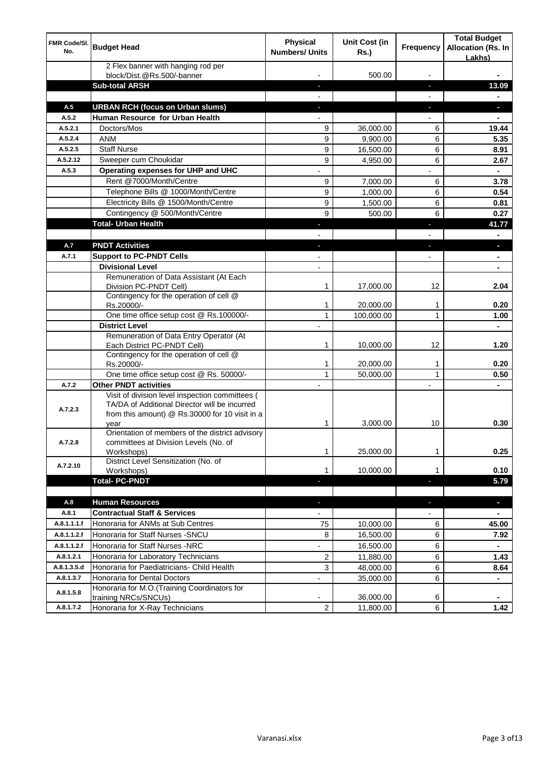| FMR Code/Sl. No. | Budget Head | Physical Numbers/ Units | Unit Cost (in Rs.) | Frequency | Total Budget Allocation (Rs. In Lakhs) |
|---|---|---|---|---|---|
| | 2 Flex banner with hanging rod per block/Dist.@Rs.500/-banner | - | 500.00 | - | - |
| | **Sub-total ARSH** | - | | - | **13.09** |
| | | - | | - | - |
| **A.5** | **URBAN RCH (focus on Urban slums)** | - | | - | - |
| A.5.2 | **Human Resource for Urban Health** | - | | - | - |
| A.5.2.1 | Doctors/Mos | 9 | 36,000.00 | 6 | **19.44** |
| A.5.2.4 | ANM | 9 | 9,900.00 | 6 | **5.35** |
| A.5.2.5 | Staff Nurse | 9 | 16,500.00 | 6 | **8.91** |
| A.5.2.12 | Sweeper cum Choukidar | 9 | 4,950.00 | 6 | **2.67** |
| A.5.3 | **Operating expenses for UHP and UHC** | - | | - | - |
| | Rent @7000/Month/Centre | 9 | 7,000.00 | 6 | **3.78** |
| | Telephone Bills @ 1000/Month/Centre | 9 | 1,000.00 | 6 | **0.54** |
| | Electricity Bills @ 1500/Month/Centre | 9 | 1,500.00 | 6 | **0.81** |
| | Contingency @ 500/Month/Centre | 9 | 500.00 | 6 | **0.27** |
| | **Total- Urban Health** | - | | - | **41.77** |
| | | - | | - | - |
| **A.7** | **PNDT Activities** | - | | - | - |
| A.7.1 | **Support to PC-PNDT Cells** | - | | - | - |
| | **Divisional Level** | - | | | - |
| | Remuneration of Data Assistant (At Each Division PC-PNDT Cell) | 1 | 17,000.00 | 12 | **2.04** |
| | Contingency for the operation of cell @ Rs.20000/- | 1 | 20,000.00 | 1 | **0.20** |
| | One time office setup cost @ Rs.100000/- | 1 | 100,000.00 | 1 | **1.00** |
| | **District Level** | - | | | - |
| | Remuneration of Data Entry Operator (At Each District PC-PNDT Cell) | 1 | 10,000.00 | 12 | **1.20** |
| | Contingency for the operation of cell @ Rs.20000/- | 1 | 20,000.00 | 1 | **0.20** |
| | One time office setup cost @ Rs. 50000/- | 1 | 50,000.00 | 1 | **0.50** |
| A.7.2 | **Other PNDT activities** | - | | - | - |
| A.7.2.3 | Visit of division level inspection committees ( TA/DA of Additional Director will be incurred from this amount) @ Rs.30000 for 10 visit in a year | 1 | 3,000.00 | 10 | **0.30** |
| A.7.2.8 | Orientation of members of the district advisory committees at Division Levels (No. of Workshops) | 1 | 25,000.00 | 1 | **0.25** |
| A.7.2.10 | District Level Sensitization (No. of Workshops) | 1 | 10,000.00 | 1 | **0.10** |
| | **Total- PC-PNDT** | - | | - | **5.79** |
| | | | | | |
| **A.8** | **Human Resources** | - | | - | - |
| A.8.1 | **Contractual Staff & Services** | - | | - | - |
| A.8.1.1.1.f | Honoraria for ANMs at Sub Centres | 75 | 10,000.00 | 6 | **45.00** |
| A.8.1.1.2.f | Honoraria for Staff Nurses -SNCU | 8 | 16,500.00 | 6 | **7.92** |
| A.8.1.1.2.f | Honoraria for Staff Nurses -NRC | - | 16,500.00 | 6 | - |
| A.8.1.2.1 | Honoraria for Laboratory Technicians | 2 | 11,880.00 | 6 | **1.43** |
| A.8.1.3.5.d | Honoraria for Paediatricians- Child Health | 3 | 48,000.00 | 6 | **8.64** |
| A.8.1.3.7 | Honoraria for Dental Doctors | - | 35,000.00 | 6 | - |
| A.8.1.5.8 | Honoraria for M.O.(Training Coordinators for training NRCs/SNCUs) | - | 36,000.00 | 6 | - |
| A.8.1.7.2 | Honoraria for X-Ray Technicians | 2 | 11,800.00 | 6 | **1.42** |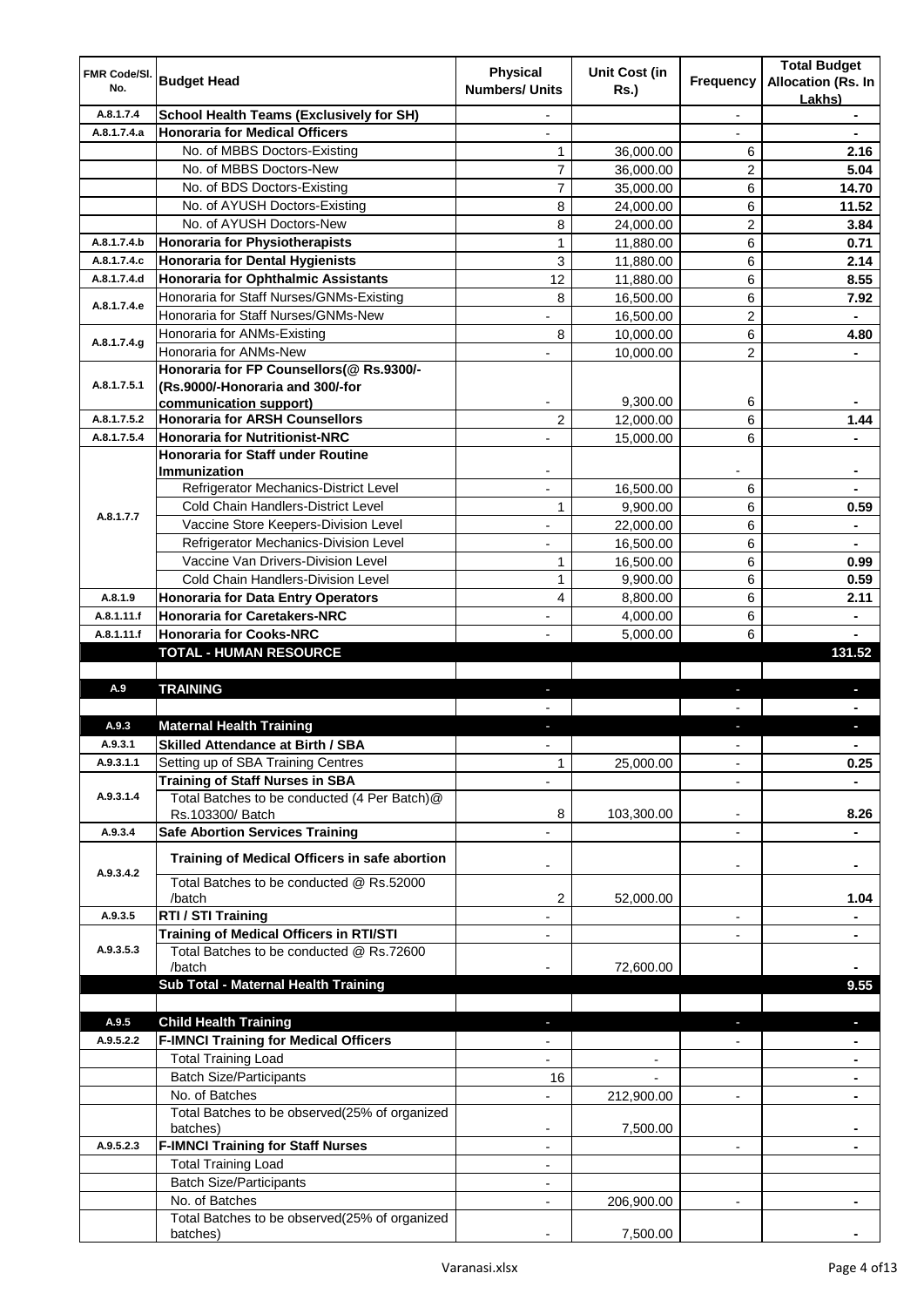| FMR Code/Sl. No. | Budget Head | Physical Numbers/ Units | Unit Cost (in Rs.) | Frequency | Total Budget Allocation (Rs. In Lakhs) |
|---|---|---|---|---|---|
| A.8.1.7.4 | **School Health Teams (Exclusively for SH)** | - | | - | - |
| A.8.1.7.4.a | **Honoraria for Medical Officers** | - | | - | - |
| | No. of MBBS Doctors-Existing | 1 | 36,000.00 | 6 | **2.16** |
| | No. of MBBS Doctors-New | 7 | 36,000.00 | 2 | **5.04** |
| | No. of BDS Doctors-Existing | 7 | 35,000.00 | 6 | **14.70** |
| | No. of AYUSH Doctors-Existing | 8 | 24,000.00 | 6 | **11.52** |
| | No. of AYUSH Doctors-New | 8 | 24,000.00 | 2 | **3.84** |
| A.8.1.7.4.b | **Honoraria for Physiotherapists** | 1 | 11,880.00 | 6 | **0.71** |
| A.8.1.7.4.c | **Honoraria for Dental Hygienists** | 3 | 11,880.00 | 6 | **2.14** |
| A.8.1.7.4.d | **Honoraria for Ophthalmic Assistants** | 12 | 11,880.00 | 6 | **8.55** |
| A.8.1.7.4.e | Honoraria for Staff Nurses/GNMs-Existing | 8 | 16,500.00 | 6 | **7.92** |
| | Honoraria for Staff Nurses/GNMs-New | - | 16,500.00 | 2 | - |
| A.8.1.7.4.g | Honoraria for ANMs-Existing | 8 | 10,000.00 | 6 | **4.80** |
| | Honoraria for ANMs-New | - | 10,000.00 | 2 | - |
| A.8.1.7.5.1 | **Honoraria for FP Counsellors(@ Rs.9300/- (Rs.9000/-Honoraria and 300/-for communication support)** | - | 9,300.00 | 6 | - |
| A.8.1.7.5.2 | **Honoraria for ARSH Counsellors** | 2 | 12,000.00 | 6 | **1.44** |
| A.8.1.7.5.4 | **Honoraria for Nutritionist-NRC** | - | 15,000.00 | 6 | - |
| A.8.1.7.7 | **Honoraria for Staff under Routine Immunization** | - | | - | - |
| | Refrigerator Mechanics-District Level | - | 16,500.00 | 6 | - |
| | Cold Chain Handlers-District Level | 1 | 9,900.00 | 6 | **0.59** |
| | Vaccine Store Keepers-Division Level | - | 22,000.00 | 6 | - |
| | Refrigerator Mechanics-Division Level | - | 16,500.00 | 6 | - |
| | Vaccine Van Drivers-Division Level | 1 | 16,500.00 | 6 | **0.99** |
| | Cold Chain Handlers-Division Level | 1 | 9,900.00 | 6 | **0.59** |
| A.8.1.9 | **Honoraria for Data Entry Operators** | 4 | 8,800.00 | 6 | **2.11** |
| A.8.1.11.f | **Honoraria for Caretakers-NRC** | - | 4,000.00 | 6 | - |
| A.8.1.11.f | **Honoraria for Cooks-NRC** | - | 5,000.00 | 6 | - |
| | **TOTAL - HUMAN RESOURCE** | | | | **131.52** |
| | | | | | |
| A.9 | **TRAINING** | - | | - | - |
| | | - | | - | - |
| A.9.3 | **Maternal Health Training** | - | | - | - |
| A.9.3.1 | **Skilled Attendance at Birth / SBA** | - | | - | - |
| A.9.3.1.1 | Setting up of SBA Training Centres | 1 | 25,000.00 | - | **0.25** |
| A.9.3.1.4 | **Training of Staff Nurses in SBA** | - | | - | - |
| | Total Batches to be conducted (4 Per Batch)@ Rs.103300/ Batch | 8 | 103,300.00 | - | **8.26** |
| A.9.3.4 | **Safe Abortion Services Training** | - | | - | - |
| A.9.3.4.2 | **Training of Medical Officers in safe abortion** | - | | - | - |
| | Total Batches to be conducted @ Rs.52000 /batch | 2 | 52,000.00 | | **1.04** |
| A.9.3.5 | **RTI / STI Training** | - | | - | - |
| A.9.3.5.3 | **Training of Medical Officers in RTI/STI** | - | | - | - |
| | Total Batches to be conducted @ Rs.72600 /batch | - | 72,600.00 | | - |
| | **Sub Total - Maternal Health Training** | | | | **9.55** |
| | | | | | |
| A.9.5 | **Child Health Training** | - | | - | - |
| A.9.5.2.2 | **F-IMNCI Training for Medical Officers** | - | | - | - |
| | Total Training Load | - | - | | - |
| | Batch Size/Participants | 16 | - | | - |
| | No. of Batches | - | 212,900.00 | - | - |
| | Total Batches to be observed(25% of organized batches) | - | 7,500.00 | | - |
| A.9.5.2.3 | **F-IMNCI Training for Staff Nurses** | - | | - | - |
| | Total Training Load | - | | | |
| | Batch Size/Participants | - | | | |
| | No. of Batches | - | 206,900.00 | - | - |
| | Total Batches to be observed(25% of organized batches) | - | 7,500.00 | | - |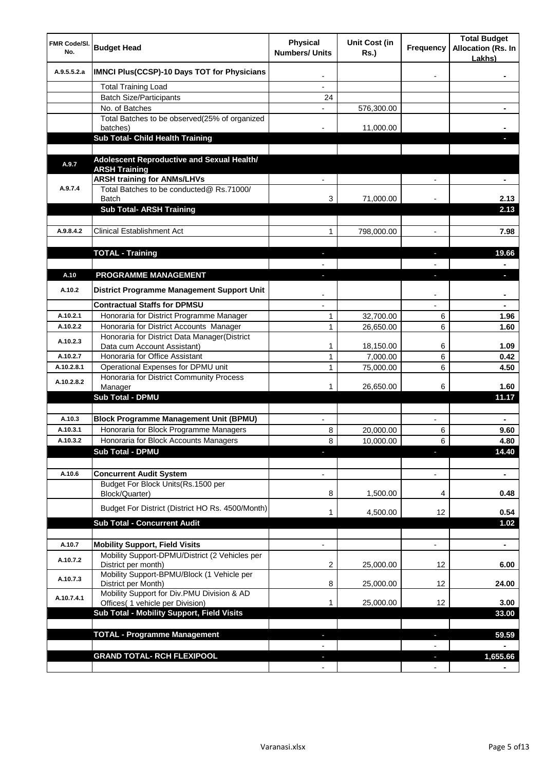| FMR Code/Sl. No. | Budget Head | Physical Numbers/ Units | Unit Cost (in Rs.) | Frequency | Total Budget Allocation (Rs. In Lakhs) |
|---|---|---|---|---|---|
| A.9.5.5.2.a | **IMNCI Plus(CCSP)-10 Days TOT for Physicians** | - | | - | - |
| | Total Training Load | - | | | |
| | Batch Size/Participants | 24 | | | |
| | No. of Batches | - | 576,300.00 | | - |
| | Total Batches to be observed(25% of organized batches) | - | 11,000.00 | | - |
| | **Sub Total- Child Health Training** | | | | - |
| | | | | | |
| A.9.7 | **Adolescent Reproductive and Sexual Health/ ARSH Training** | | | | |
| A.9.7.4 | **ARSH training for ANMs/LHVs** | - | | - | - |
| | Total Batches to be conducted@ Rs.71000/ Batch | 3 | 71,000.00 | - | 2.13 |
| | **Sub Total- ARSH Training** | | | | 2.13 |
| | | | | | |
| A.9.8.4.2 | Clinical Establishment Act | 1 | 798,000.00 | - | 7.98 |
| | | | | | |
| | **TOTAL - Training** | - | | - | 19.66 |
| | | - | | - | - |
| A.10 | **PROGRAMME MANAGEMENT** | - | | - | - |
| A.10.2 | **District Programme Management Support Unit** | - | | - | - |
| | **Contractual Staffs for DPMSU** | - | | - | - |
| A.10.2.1 | Honoraria for District Programme Manager | 1 | 32,700.00 | 6 | 1.96 |
| A.10.2.2 | Honoraria for District Accounts Manager | 1 | 26,650.00 | 6 | 1.60 |
| A.10.2.3 | Honoraria for District Data Manager(District Data cum Account Assistant) | 1 | 18,150.00 | 6 | 1.09 |
| A.10.2.7 | Honoraria for Office Assistant | 1 | 7,000.00 | 6 | 0.42 |
| A.10.2.8.1 | Operational Expenses for DPMU unit | 1 | 75,000.00 | 6 | 4.50 |
| A.10.2.8.2 | Honoraria for District Community Process Manager | 1 | 26,650.00 | 6 | 1.60 |
| | **Sub Total - DPMU** | | | | 11.17 |
| | | | | | |
| A.10.3 | **Block Programme Management Unit (BPMU)** | - | | - | - |
| A.10.3.1 | Honoraria for Block Programme Managers | 8 | 20,000.00 | 6 | 9.60 |
| A.10.3.2 | Honoraria for Block Accounts Managers | 8 | 10,000.00 | 6 | 4.80 |
| | **Sub Total - DPMU** | - | | - | 14.40 |
| | | | | | |
| A.10.6 | **Concurrent Audit System** | - | | - | - |
| | Budget For Block Units(Rs.1500 per Block/Quarter) | 8 | 1,500.00 | 4 | 0.48 |
| | Budget For District (District HO Rs. 4500/Month) | 1 | 4,500.00 | 12 | 0.54 |
| | **Sub Total - Concurrent Audit** | | | | 1.02 |
| | | | | | |
| A.10.7 | **Mobility Support, Field Visits** | - | | - | - |
| A.10.7.2 | Mobility Support-DPMU/District (2 Vehicles per District per month) | 2 | 25,000.00 | 12 | 6.00 |
| A.10.7.3 | Mobility Support-BPMU/Block (1 Vehicle per District per Month) | 8 | 25,000.00 | 12 | 24.00 |
| A.10.7.4.1 | Mobility Support for Div.PMU Division & AD Offices( 1 vehicle per Division) | 1 | 25,000.00 | 12 | 3.00 |
| | **Sub Total - Mobility Support, Field Visits** | | | | 33.00 |
| | | | | | |
| | **TOTAL - Programme Management** | - | | - | 59.59 |
| | | - | | - | - |
| | **GRAND TOTAL- RCH FLEXIPOOL** | - | | - | 1,655.66 |
| | | - | | - | - |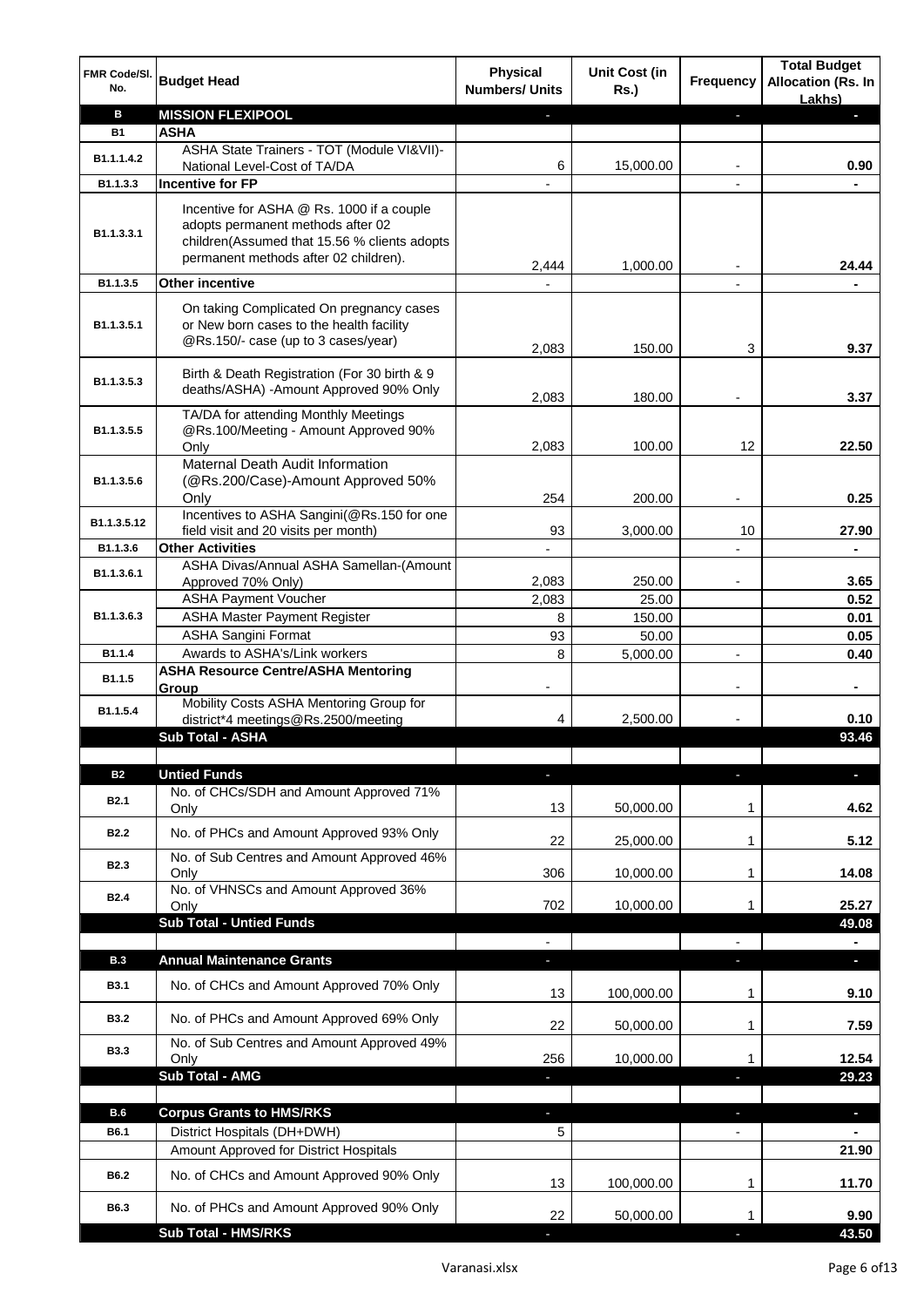| FMR Code/Sl. No. | Budget Head | Physical Numbers/ Units | Unit Cost (in Rs.) | Frequency | Total Budget Allocation (Rs. In Lakhs) |
|---|---|---|---|---|---|
| **B** | **MISSION FLEXIPOOL** | - | | - | - |
| **B1** | **ASHA** | | | | |
| B1.1.1.4.2 | ASHA State Trainers - TOT (Module VI&VII)-National Level-Cost of TA/DA | 6 | 15,000.00 | - | **0.90** |
| B1.1.3.3 | **Incentive for FP** | - | | - | **-** |
| B1.1.3.3.1 | Incentive for ASHA @ Rs. 1000 if a couple adopts permanent methods after 02 children(Assumed that 15.56 % clients adopts permanent methods after 02 children). | 2,444 | 1,000.00 | - | **24.44** |
| B1.1.3.5 | **Other incentive** | - | | - | **-** |
| B1.1.3.5.1 | On taking Complicated On pregnancy cases or New born cases to the health facility @Rs.150/- case (up to 3 cases/year) | 2,083 | 150.00 | 3 | **9.37** |
| B1.1.3.5.3 | Birth & Death Registration (For 30 birth & 9 deaths/ASHA) -Amount Approved 90% Only | 2,083 | 180.00 | - | **3.37** |
| B1.1.3.5.5 | TA/DA for attending Monthly Meetings @Rs.100/Meeting - Amount Approved 90% Only | 2,083 | 100.00 | 12 | **22.50** |
| B1.1.3.5.6 | Maternal Death Audit Information (@Rs.200/Case)-Amount Approved 50% Only | 254 | 200.00 | - | **0.25** |
| B1.1.3.5.12 | Incentives to ASHA Sangini(@Rs.150 for one field visit and 20 visits per month) | 93 | 3,000.00 | 10 | **27.90** |
| B1.1.3.6 | **Other Activities** | - | | - | **-** |
| B1.1.3.6.1 | ASHA Divas/Annual ASHA Samellan-(Amount Approved 70% Only) | 2,083 | 250.00 | - | **3.65** |
| B1.1.3.6.3 | ASHA Payment Voucher | 2,083 | 25.00 | | **0.52** |
| | ASHA Master Payment Register | 8 | 150.00 | | **0.01** |
| | ASHA Sangini Format | 93 | 50.00 | | **0.05** |
| B1.1.4 | Awards to ASHA's/Link workers | 8 | 5,000.00 | - | **0.40** |
| B1.1.5 | **ASHA Resource Centre/ASHA Mentoring Group** | - | | - | **-** |
| B1.1.5.4 | Mobility Costs ASHA Mentoring Group for district*4 meetings@Rs.2500/meeting | 4 | 2,500.00 | - | **0.10** |
| | **Sub Total - ASHA** | | | | **93.46** |
| | | | | | |
| **B2** | **Untied Funds** | - | | - | - |
| B2.1 | No. of CHCs/SDH and Amount Approved 71% Only | 13 | 50,000.00 | 1 | **4.62** |
| B2.2 | No. of PHCs and Amount Approved 93% Only | 22 | 25,000.00 | 1 | **5.12** |
| B2.3 | No. of Sub Centres and Amount Approved 46% Only | 306 | 10,000.00 | 1 | **14.08** |
| B2.4 | No. of VHNSCs and Amount Approved 36% Only | 702 | 10,000.00 | 1 | **25.27** |
| | **Sub Total - Untied Funds** | | | | **49.08** |
| | | - | | - | **-** |
| **B.3** | **Annual Maintenance Grants** | - | | - | - |
| B3.1 | No. of CHCs and Amount Approved 70% Only | 13 | 100,000.00 | 1 | **9.10** |
| B3.2 | No. of PHCs and Amount Approved 69% Only | 22 | 50,000.00 | 1 | **7.59** |
| B3.3 | No. of Sub Centres and Amount Approved 49% Only | 256 | 10,000.00 | 1 | **12.54** |
| | **Sub Total - AMG** | - | | - | **29.23** |
| | | | | | |
| **B.6** | **Corpus Grants to HMS/RKS** | - | | - | - |
| B6.1 | District Hospitals (DH+DWH) | 5 | | - | **-** |
| | Amount Approved for District Hospitals | | | | **21.90** |
| B6.2 | No. of CHCs and Amount Approved 90% Only | 13 | 100,000.00 | 1 | **11.70** |
| B6.3 | No. of PHCs and Amount Approved 90% Only | 22 | 50,000.00 | 1 | **9.90** |
| | **Sub Total - HMS/RKS** | - | | - | **43.50** |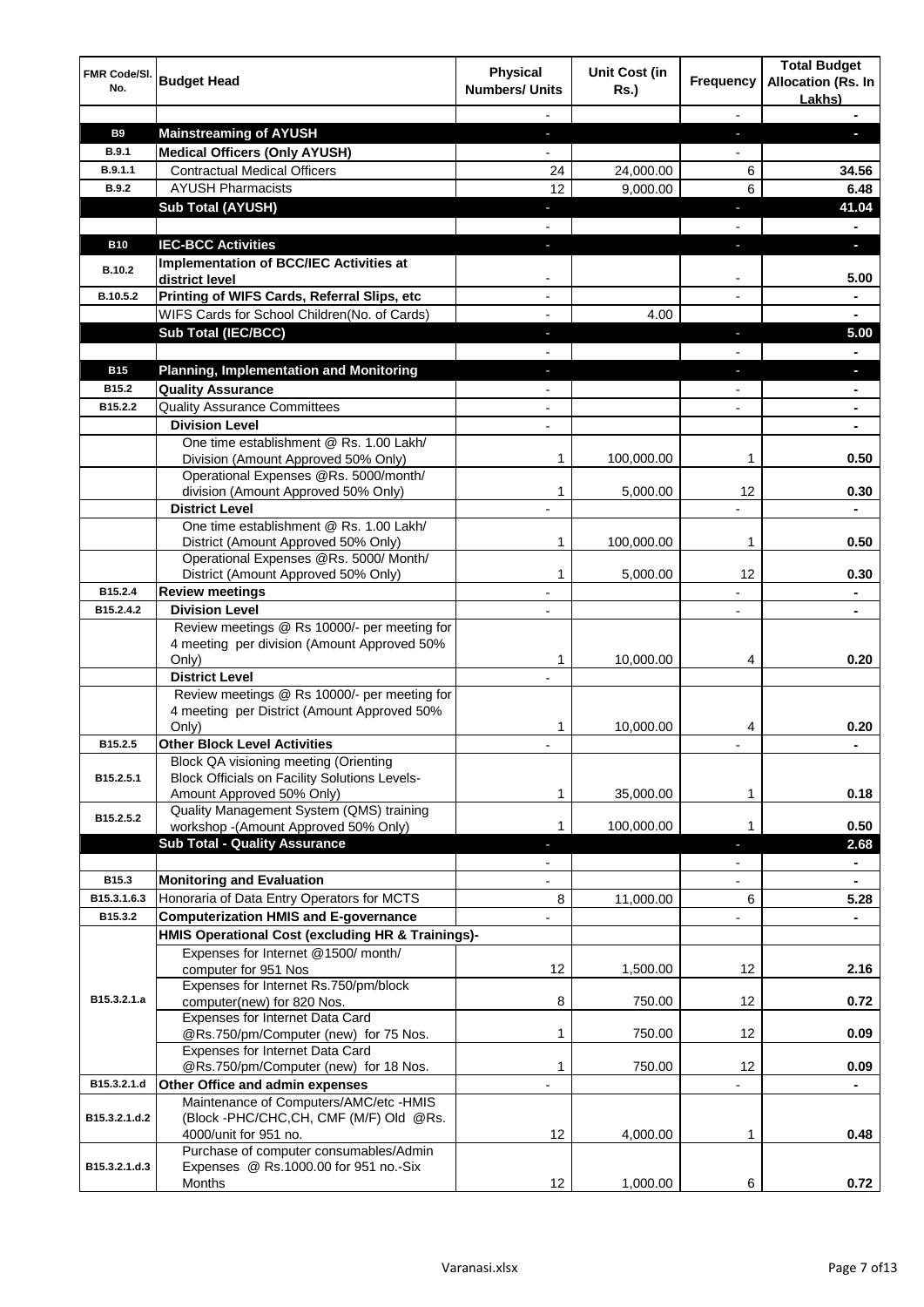| FMR Code/Sl. No. | Budget Head | Physical Numbers/ Units | Unit Cost (in Rs.) | Frequency | Total Budget Allocation (Rs. In Lakhs) |
|---|---|---|---|---|---|
| | | - | | - | - |
| **B9** | **Mainstreaming of AYUSH** | - | | - | - |
| **B.9.1** | **Medical Officers (Only AYUSH)** | - | | - | |
| **B.9.1.1** | Contractual Medical Officers | 24 | 24,000.00 | 6 | **34.56** |
| **B.9.2** | AYUSH Pharmacists | 12 | 9,000.00 | 6 | **6.48** |
| | **Sub Total (AYUSH)** | - | | - | **41.04** |
| | | - | | - | - |
| **B10** | **IEC-BCC Activities** | - | | - | - |
| **B.10.2** | **Implementation of BCC/IEC Activities at district level** | - | | - | **5.00** |
| **B.10.5.2** | **Printing of WIFS Cards, Referral Slips, etc** | - | | - | - |
| | WIFS Cards for School Children(No. of Cards) | - | 4.00 | | - |
| | **Sub Total (IEC/BCC)** | - | | - | **5.00** |
| | | - | | - | - |
| **B15** | **Planning, Implementation and Monitoring** | - | | - | - |
| **B15.2** | **Quality Assurance** | - | | - | - |
| **B15.2.2** | Quality Assurance Committees | - | | - | - |
| | **Division Level** | - | | | - |
| | One time establishment @ Rs. 1.00 Lakh/ Division (Amount Approved 50% Only) | 1 | 100,000.00 | 1 | **0.50** |
| | Operational Expenses @Rs. 5000/month/ division (Amount Approved 50% Only) | 1 | 5,000.00 | 12 | **0.30** |
| | **District Level** | - | | - | - |
| | One time establishment @ Rs. 1.00 Lakh/ District (Amount Approved 50% Only) | 1 | 100,000.00 | 1 | **0.50** |
| | Operational Expenses @Rs. 5000/ Month/ District (Amount Approved 50% Only) | 1 | 5,000.00 | 12 | **0.30** |
| **B15.2.4** | **Review meetings** | - | | - | - |
| **B15.2.4.2** | **Division Level** | - | | - | - |
| | Review meetings @ Rs 10000/- per meeting for 4 meeting per division (Amount Approved 50% Only) | 1 | 10,000.00 | 4 | **0.20** |
| | **District Level** | - | | | |
| | Review meetings @ Rs 10000/- per meeting for 4 meeting per District (Amount Approved 50% Only) | 1 | 10,000.00 | 4 | **0.20** |
| **B15.2.5** | **Other Block Level Activities** | - | | - | - |
| **B15.2.5.1** | Block QA visioning meeting (Orienting Block Officials on Facility Solutions Levels- Amount Approved 50% Only) | 1 | 35,000.00 | 1 | **0.18** |
| **B15.2.5.2** | Quality Management System (QMS) training workshop -(Amount Approved 50% Only) | 1 | 100,000.00 | 1 | **0.50** |
| | **Sub Total - Quality Assurance** | - | | - | **2.68** |
| | | - | | - | - |
| **B15.3** | **Monitoring and Evaluation** | - | | - | - |
| **B15.3.1.6.3** | Honoraria of Data Entry Operators for MCTS | 8 | 11,000.00 | 6 | **5.28** |
| **B15.3.2** | **Computerization HMIS and E-governance** | - | | - | - |
| | **HMIS Operational Cost (excluding HR & Trainings)-** | | | | |
| **B15.3.2.1.a** | Expenses for Internet @1500/ month/ computer for 951 Nos | 12 | 1,500.00 | 12 | **2.16** |
| | Expenses for Internet Rs.750/pm/block computer(new) for 820 Nos. | 8 | 750.00 | 12 | **0.72** |
| | Expenses for Internet Data Card @Rs.750/pm/Computer (new) for 75 Nos. | 1 | 750.00 | 12 | **0.09** |
| | Expenses for Internet Data Card @Rs.750/pm/Computer (new) for 18 Nos. | 1 | 750.00 | 12 | **0.09** |
| **B15.3.2.1.d** | **Other Office and admin expenses** | - | | - | - |
| **B15.3.2.1.d.2** | Maintenance of Computers/AMC/etc -HMIS (Block -PHC/CHC,CH, CMF (M/F) Old @Rs. 4000/unit for 951 no. | 12 | 4,000.00 | 1 | **0.48** |
| **B15.3.2.1.d.3** | Purchase of computer consumables/Admin Expenses @ Rs.1000.00 for 951 no.-Six Months | 12 | 1,000.00 | 6 | **0.72** |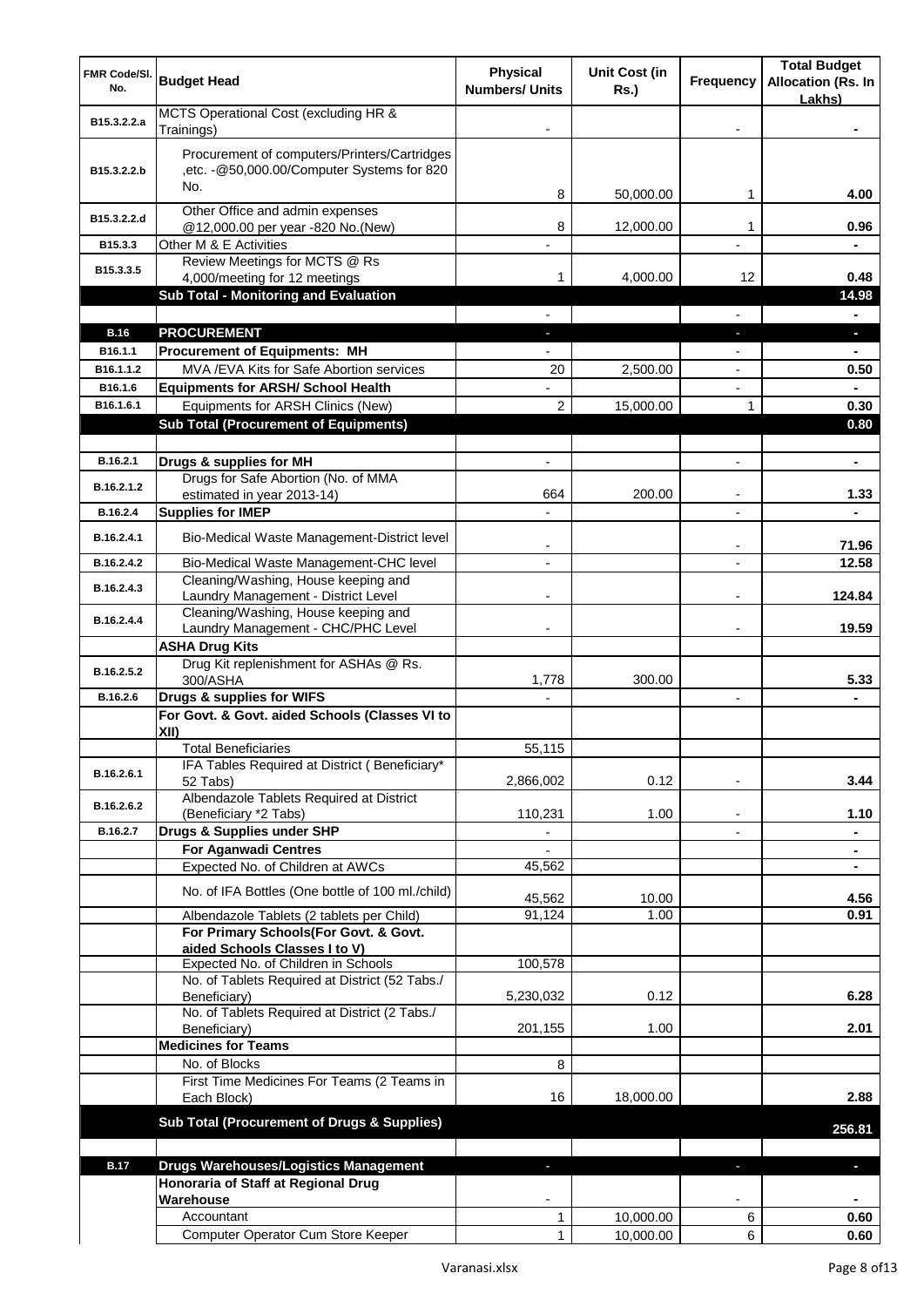| FMR Code/Sl. No. | Budget Head | Physical Numbers/ Units | Unit Cost (in Rs.) | Frequency | Total Budget Allocation (Rs. In Lakhs) |
|---|---|---|---|---|---|
| B15.3.2.2.a | MCTS Operational Cost (excluding HR & Trainings) | - | | - | - |
| B15.3.2.2.b | Procurement of computers/Printers/Cartridges ,etc. -@50,000.00/Computer Systems for 820 No. | 8 | 50,000.00 | 1 | 4.00 |
| B15.3.2.2.d | Other Office and admin expenses @12,000.00 per year -820 No.(New) | 8 | 12,000.00 | 1 | 0.96 |
| B15.3.3 | Other M & E Activities | - | | - | - |
| B15.3.3.5 | Review Meetings for MCTS @ Rs 4,000/meeting for 12 meetings | 1 | 4,000.00 | 12 | 0.48 |
| | **Sub Total - Monitoring and Evaluation** | | | | **14.98** |
| | | - | | - | - |
| **B.16** | **PROCUREMENT** | - | | - | - |
| B16.1.1 | **Procurement of Equipments: MH** | - | | - | - |
| B16.1.1.2 | MVA /EVA Kits for Safe Abortion services | 20 | 2,500.00 | - | 0.50 |
| B16.1.6 | **Equipments for ARSH/ School Health** | - | | - | - |
| B16.1.6.1 | Equipments for ARSH Clinics (New) | 2 | 15,000.00 | 1 | 0.30 |
| | **Sub Total (Procurement of Equipments)** | | | | **0.80** |
| | | | | | |
| B.16.2.1 | **Drugs & supplies for MH** | - | | - | - |
| B.16.2.1.2 | Drugs for Safe Abortion (No. of MMA estimated in year 2013-14) | 664 | 200.00 | - | 1.33 |
| B.16.2.4 | **Supplies for IMEP** | - | | - | - |
| B.16.2.4.1 | Bio-Medical Waste Management-District level | - | | - | 71.96 |
| B.16.2.4.2 | Bio-Medical Waste Management-CHC level | - | | - | 12.58 |
| B.16.2.4.3 | Cleaning/Washing, House keeping and Laundry Management - District Level | - | | - | 124.84 |
| B.16.2.4.4 | Cleaning/Washing, House keeping and Laundry Management - CHC/PHC Level | - | | - | 19.59 |
| | **ASHA Drug Kits** | | | | |
| B.16.2.5.2 | Drug Kit replenishment for ASHAs @ Rs. 300/ASHA | 1,778 | 300.00 | | 5.33 |
| B.16.2.6 | **Drugs & supplies for WIFS** | - | | - | - |
| | **For Govt. & Govt. aided Schools (Classes VI to XII)** | | | | |
| | Total Beneficiaries | 55,115 | | | |
| B.16.2.6.1 | IFA Tables Required at District ( Beneficiary* 52 Tabs) | 2,866,002 | 0.12 | - | 3.44 |
| B.16.2.6.2 | Albendazole Tablets Required at District (Beneficiary *2 Tabs) | 110,231 | 1.00 | - | 1.10 |
| B.16.2.7 | **Drugs & Supplies under SHP** | - | | - | - |
| | **For Aganwadi Centres** | - | | | - |
| | Expected No. of Children at AWCs | 45,562 | | | - |
| | No. of IFA Bottles (One bottle of 100 ml./child) | 45,562 | 10.00 | | 4.56 |
| | Albendazole Tablets (2 tablets per Child) | 91,124 | 1.00 | | 0.91 |
| | **For Primary Schools(For Govt. & Govt. aided Schools Classes I to V)** | | | | |
| | Expected No. of Children in Schools | 100,578 | | | |
| | No. of Tablets Required at District (52 Tabs./ Beneficiary) | 5,230,032 | 0.12 | | 6.28 |
| | No. of Tablets Required at District (2 Tabs./ Beneficiary) | 201,155 | 1.00 | | 2.01 |
| | **Medicines for Teams** | | | | |
| | No. of Blocks | 8 | | | |
| | First Time Medicines For Teams (2 Teams in Each Block) | 16 | 18,000.00 | | 2.88 |
| | **Sub Total (Procurement of Drugs & Supplies)** | | | | **256.81** |
| | | | | | |
| **B.17** | **Drugs Warehouses/Logistics Management** | - | | - | - |
| | **Honoraria of Staff at Regional Drug Warehouse** | - | | - | - |
| | Accountant | 1 | 10,000.00 | 6 | 0.60 |
| | Computer Operator Cum Store Keeper | 1 | 10,000.00 | 6 | 0.60 |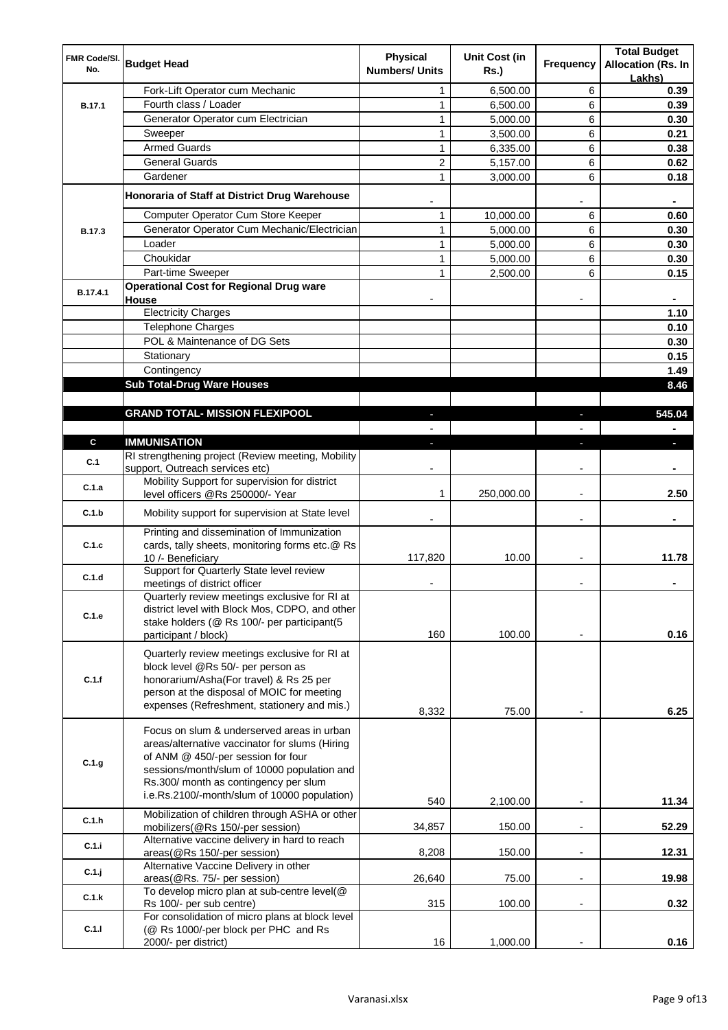| FMR Code/Sl. No. | Budget Head | Physical Numbers/ Units | Unit Cost (in Rs.) | Frequency | Total Budget Allocation (Rs. In Lakhs) |
|---|---|---|---|---|---|
| B.17.1 | Fork-Lift Operator cum Mechanic | 1 | 6,500.00 | 6 | 0.39 |
| | Fourth class / Loader | 1 | 6,500.00 | 6 | 0.39 |
| | Generator Operator cum Electrician | 1 | 5,000.00 | 6 | 0.30 |
| | Sweeper | 1 | 3,500.00 | 6 | 0.21 |
| | Armed Guards | 1 | 6,335.00 | 6 | 0.38 |
| | General Guards | 2 | 5,157.00 | 6 | 0.62 |
| | Gardener | 1 | 3,000.00 | 6 | 0.18 |
| B.17.3 | **Honoraria of Staff at District Drug Warehouse** | - | | - | - |
| | Computer Operator Cum Store Keeper | 1 | 10,000.00 | 6 | 0.60 |
| | Generator Operator Cum Mechanic/Electrician | 1 | 5,000.00 | 6 | 0.30 |
| | Loader | 1 | 5,000.00 | 6 | 0.30 |
| | Choukidar | 1 | 5,000.00 | 6 | 0.30 |
| | Part-time Sweeper | 1 | 2,500.00 | 6 | 0.15 |
| B.17.4.1 | **Operational Cost for Regional Drug ware House** | - | | - | - |
| | Electricity Charges | | | | 1.10 |
| | Telephone Charges | | | | 0.10 |
| | POL & Maintenance of DG Sets | | | | 0.30 |
| | Stationary | | | | 0.15 |
| | Contingency | | | | 1.49 |
| | **Sub Total-Drug Ware Houses** | | | | **8.46** |
| | | | | | |
| | **GRAND TOTAL- MISSION FLEXIPOOL** | - | | - | **545.04** |
| | | - | | - | - |
| **C** | **IMMUNISATION** | - | | - | - |
| C.1 | RI strengthening project (Review meeting, Mobility support, Outreach services etc) | - | | - | - |
| C.1.a | Mobility Support for supervision for district level officers @Rs 250000/- Year | 1 | 250,000.00 | - | 2.50 |
| C.1.b | Mobility support for supervision at State level | - | | - | - |
| C.1.c | Printing and dissemination of Immunization cards, tally sheets, monitoring forms etc.@ Rs 10 /- Beneficiary | 117,820 | 10.00 | - | 11.78 |
| C.1.d | Support for Quarterly State level review meetings of district officer | - | | - | - |
| C.1.e | Quarterly review meetings exclusive for RI at district level with Block Mos, CDPO, and other stake holders (@ Rs 100/- per participant(5 participant / block) | 160 | 100.00 | - | 0.16 |
| C.1.f | Quarterly review meetings exclusive for RI at block level @Rs 50/- per person as honorarium/Asha(For travel) & Rs 25 per person at the disposal of MOIC for meeting expenses (Refreshment, stationery and mis.) | 8,332 | 75.00 | - | 6.25 |
| C.1.g | Focus on slum & underserved areas in urban areas/alternative vaccinator for slums (Hiring of ANM @ 450/-per session for four sessions/month/slum of 10000 population and Rs.300/ month as contingency per slum i.e.Rs.2100/-month/slum of 10000 population) | 540 | 2,100.00 | - | 11.34 |
| C.1.h | Mobilization of children through ASHA or other mobilizers(@Rs 150/-per session) | 34,857 | 150.00 | - | 52.29 |
| C.1.i | Alternative vaccine delivery in hard to reach areas(@Rs 150/-per session) | 8,208 | 150.00 | - | 12.31 |
| C.1.j | Alternative Vaccine Delivery in other areas(@Rs. 75/- per session) | 26,640 | 75.00 | - | 19.98 |
| C.1.k | To develop micro plan at sub-centre level(@ Rs 100/- per sub centre) | 315 | 100.00 | - | 0.32 |
| C.1.l | For consolidation of micro plans at block level (@ Rs 1000/-per block per PHC and Rs 2000/- per district) | 16 | 1,000.00 | - | 0.16 |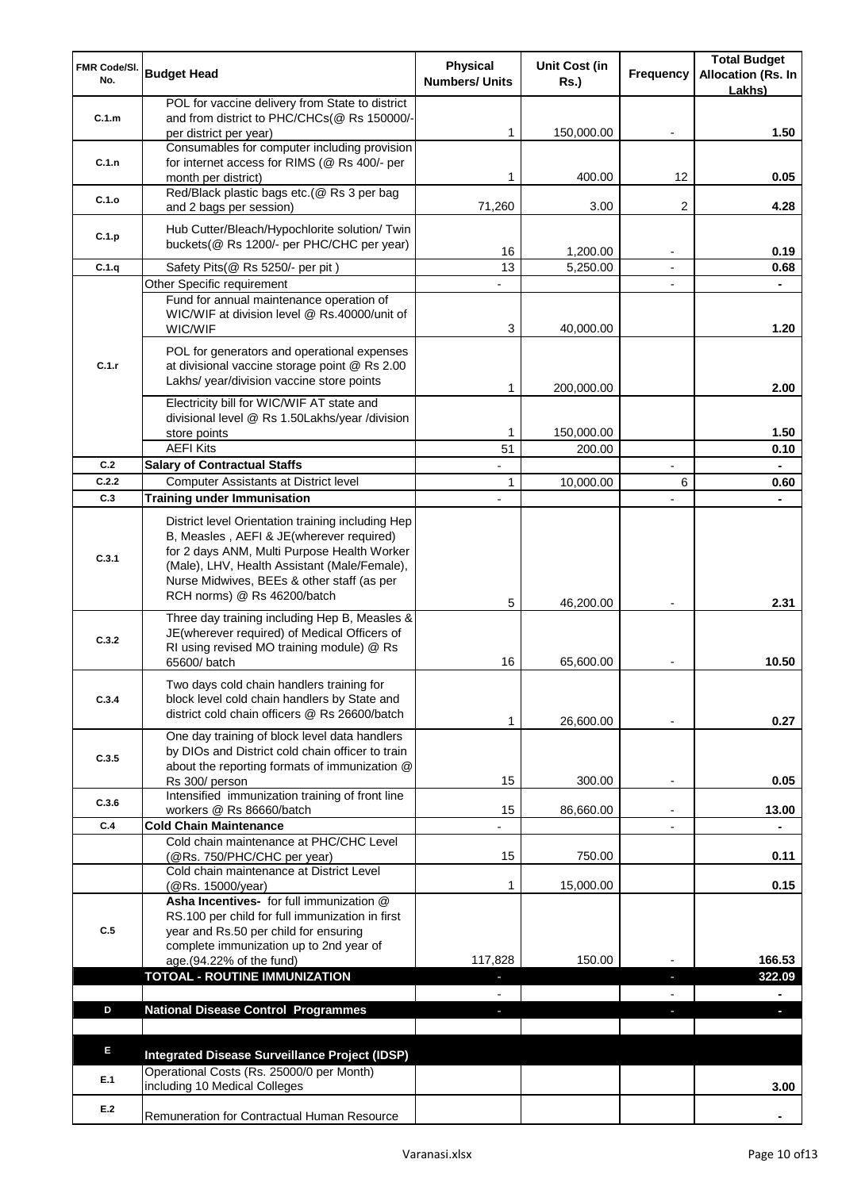| FMR Code/Sl. No. | Budget Head | Physical Numbers/ Units | Unit Cost (in Rs.) | Frequency | Total Budget Allocation (Rs. In Lakhs) |
|---|---|---|---|---|---|
| C.1.m | POL for vaccine delivery from State to district and from district to PHC/CHCs(@ Rs 150000/- per district per year) | 1 | 150,000.00 | - | 1.50 |
| C.1.n | Consumables for computer including provision for internet access for RIMS (@ Rs 400/- per month per district) | 1 | 400.00 | 12 | 0.05 |
| C.1.o | Red/Black plastic bags etc.(@ Rs 3 per bag and 2 bags per session) | 71,260 | 3.00 | 2 | 4.28 |
| C.1.p | Hub Cutter/Bleach/Hypochlorite solution/ Twin buckets(@ Rs 1200/- per PHC/CHC per year) | 16 | 1,200.00 | - | 0.19 |
| C.1.q | Safety Pits(@ Rs 5250/- per pit ) | 13 | 5,250.00 | - | 0.68 |
| | Other Specific requirement | - | | - | - |
| | Fund for annual maintenance operation of WIC/WIF at division level @ Rs.40000/unit of WIC/WIF | 3 | 40,000.00 | | 1.20 |
| C.1.r | POL for generators and operational expenses at divisional vaccine storage point @ Rs 2.00 Lakhs/ year/division vaccine store points | 1 | 200,000.00 | | 2.00 |
| | Electricity bill for WIC/WIF AT state and divisional level @ Rs 1.50Lakhs/year /division store points | 1 | 150,000.00 | | 1.50 |
| | AEFI Kits | 51 | 200.00 | | 0.10 |
| C.2 | **Salary of Contractual Staffs** | - | | - | - |
| C.2.2 | Computer Assistants at District level | 1 | 10,000.00 | 6 | 0.60 |
| C.3 | **Training under Immunisation** | - | | - | - |
| C.3.1 | District level Orientation training including Hep B, Measles , AEFI & JE(wherever required) for 2 days ANM, Multi Purpose Health Worker (Male), LHV, Health Assistant (Male/Female), Nurse Midwives, BEEs & other staff (as per RCH norms) @ Rs 46200/batch | 5 | 46,200.00 | - | 2.31 |
| C.3.2 | Three day training including Hep B, Measles & JE(wherever required) of Medical Officers of RI using revised MO training module) @ Rs 65600/ batch | 16 | 65,600.00 | - | 10.50 |
| C.3.4 | Two days cold chain handlers training for block level cold chain handlers by State and district cold chain officers @ Rs 26600/batch | 1 | 26,600.00 | - | 0.27 |
| C.3.5 | One day training of block level data handlers by DIOs and District cold chain officer to train about the reporting formats of immunization @ Rs 300/ person | 15 | 300.00 | - | 0.05 |
| C.3.6 | Intensified immunization training of front line workers @ Rs 86660/batch | 15 | 86,660.00 | - | 13.00 |
| C.4 | **Cold Chain Maintenance** | - | | - | - |
| | Cold chain maintenance at PHC/CHC Level (@Rs. 750/PHC/CHC per year) | 15 | 750.00 | | 0.11 |
| | Cold chain maintenance at District Level (@Rs. 15000/year) | 1 | 15,000.00 | | 0.15 |
| C.5 | **Asha Incentives-** for full immunization @ RS.100 per child for full immunization in first year and Rs.50 per child for ensuring complete immunization up to 2nd year of age.(94.22% of the fund) | 117,828 | 150.00 | - | 166.53 |
| | **TOTOAL - ROUTINE IMMUNIZATION** | - | | - | **322.09** |
| | | - | | - | - |
| D | **National Disease Control Programmes** | - | | - | - |
| | | | | | |
| E | **Integrated Disease Surveillance Project (IDSP)** | | | | |
| E.1 | Operational Costs (Rs. 25000/0 per Month) including 10 Medical Colleges | | | | 3.00 |
| E.2 | Remuneration for Contractual Human Resource | | | | - |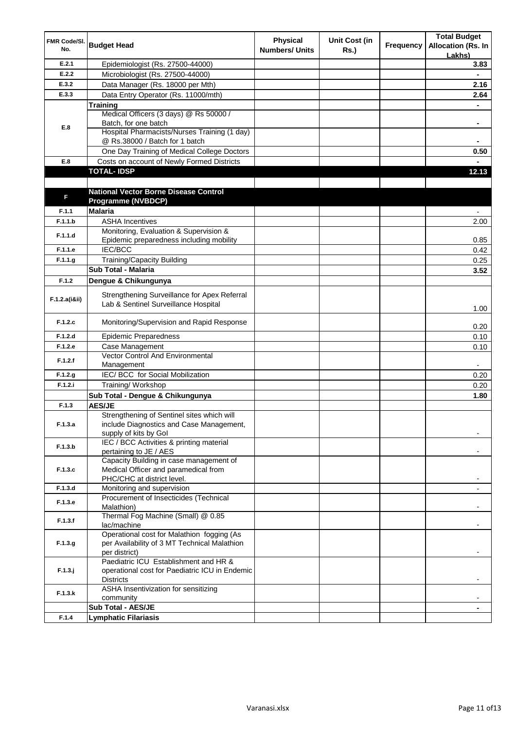| FMR Code/Sl. No. | Budget Head | Physical Numbers/ Units | Unit Cost (in Rs.) | Frequency | Total Budget Allocation (Rs. In Lakhs) |
|---|---|---|---|---|---|
| E.2.1 | Epidemiologist (Rs. 27500-44000) | | | | 3.83 |
| E.2.2 | Microbiologist (Rs. 27500-44000) | | | | - |
| E.3.2 | Data Manager (Rs. 18000 per Mth) | | | | 2.16 |
| E.3.3 | Data Entry Operator (Rs. 11000/mth) | | | | 2.64 |
| E.8 | **Training** | | | | - |
| | Medical Officers (3 days) @ Rs 50000 / Batch, for one batch | | | | - |
| | Hospital Pharmacists/Nurses Training (1 day) @ Rs.38000 / Batch for 1 batch | | | | - |
| | One Day Training of Medical College Doctors | | | | 0.50 |
| E.8 | Costs on account of Newly Formed Districts | | | | - |
| | **TOTAL- IDSP** | | | | **12.13** |
| | | | | | |
| **F** | **National Vector Borne Disease Control Programme (NVBDCP)** | | | | |
| F.1.1 | **Malaria** | | | | - |
| F.1.1.b | ASHA Incentives | | | | 2.00 |
| F.1.1.d | Monitoring, Evaluation & Supervision & Epidemic preparedness including mobility | | | | 0.85 |
| F.1.1.e | IEC/BCC | | | | 0.42 |
| F.1.1.g | Training/Capacity Building | | | | 0.25 |
| | **Sub Total - Malaria** | | | | **3.52** |
| F.1.2 | **Dengue & Chikungunya** | | | | |
| F.1.2.a(i&ii) | Strengthening Surveillance for Apex Referral Lab & Sentinel Surveillance Hospital | | | | 1.00 |
| F.1.2.c | Monitoring/Supervision and Rapid Response | | | | 0.20 |
| F.1.2.d | Epidemic Preparedness | | | | 0.10 |
| F.1.2.e | Case Management | | | | 0.10 |
| F.1.2.f | Vector Control And Environmental Management | | | | - |
| F.1.2.g | IEC/ BCC for Social Mobilization | | | | 0.20 |
| F.1.2.i | Training/ Workshop | | | | 0.20 |
| | **Sub Total - Dengue & Chikungunya** | | | | **1.80** |
| F.1.3 | **AES/JE** | | | | |
| F.1.3.a | Strengthening of Sentinel sites which will include Diagnostics and Case Management, supply of kits by GoI | | | | - |
| F.1.3.b | IEC / BCC Activities & printing material pertaining to JE / AES | | | | - |
| F.1.3.c | Capacity Building in case management of Medical Officer and paramedical from PHC/CHC at district level. | | | | - |
| F.1.3.d | Monitoring and supervision | | | | - |
| F.1.3.e | Procurement of Insecticides (Technical Malathion) | | | | - |
| F.1.3.f | Thermal Fog Machine (Small) @ 0.85 lac/machine | | | | - |
| F.1.3.g | Operational cost for Malathion fogging (As per Availability of 3 MT Technical Malathion per district) | | | | - |
| F.1.3.j | Paediatric ICU Establishment and HR & operational cost for Paediatric ICU in Endemic Districts | | | | - |
| F.1.3.k | ASHA Insentivization for sensitizing community | | | | - |
| | **Sub Total - AES/JE** | | | | **-** |
| F.1.4 | **Lymphatic Filariasis** | | | | |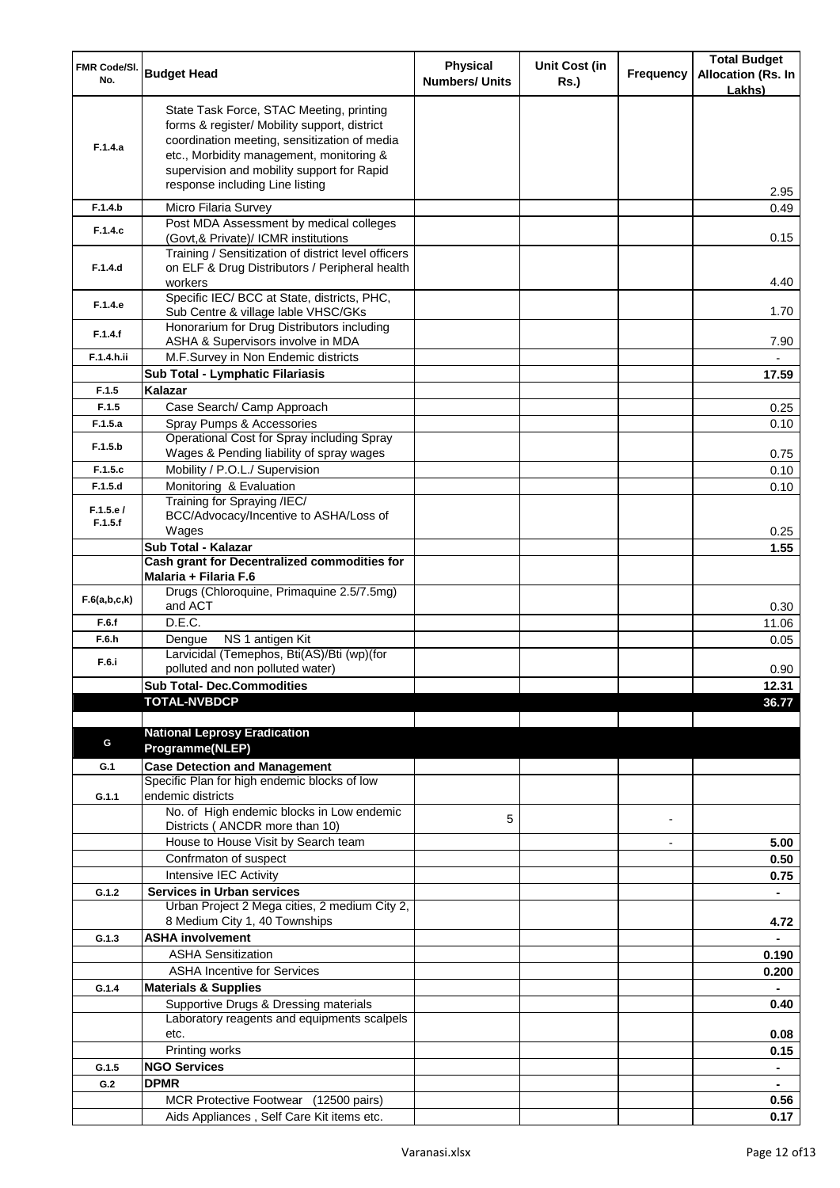| FMR Code/Sl. No. | Budget Head | Physical Numbers/ Units | Unit Cost (in Rs.) | Frequency | Total Budget Allocation (Rs. In Lakhs) |
|---|---|---|---|---|---|
| F.1.4.a | State Task Force, STAC Meeting, printing forms & register/ Mobility support, district coordination meeting, sensitization of media etc., Morbidity management, monitoring & supervision and mobility support for Rapid response including Line listing | | | | 2.95 |
| F.1.4.b | Micro Filaria Survey | | | | 0.49 |
| F.1.4.c | Post MDA Assessment by medical colleges (Govt,& Private)/ ICMR institutions | | | | 0.15 |
| F.1.4.d | Training / Sensitization of district level officers on ELF & Drug Distributors / Peripheral health workers | | | | 4.40 |
| F.1.4.e | Specific IEC/ BCC at State, districts, PHC, Sub Centre & village lable VHSC/GKs | | | | 1.70 |
| F.1.4.f | Honorarium for Drug Distributors including ASHA & Supervisors involve in MDA | | | | 7.90 |
| F.1.4.h.ii | M.F.Survey in Non Endemic districts | | | | - |
| | **Sub Total - Lymphatic Filariasis** | | | | **17.59** |
| F.1.5 | **Kalazar** | | | | |
| F.1.5 | Case Search/ Camp Approach | | | | 0.25 |
| F.1.5.a | Spray Pumps & Accessories | | | | 0.10 |
| F.1.5.b | Operational Cost for Spray including Spray Wages & Pending liability of spray wages | | | | 0.75 |
| F.1.5.c | Mobility / P.O.L./ Supervision | | | | 0.10 |
| F.1.5.d | Monitoring & Evaluation | | | | 0.10 |
| F.1.5.e / F.1.5.f | Training for Spraying /IEC/ BCC/Advocacy/Incentive to ASHA/Loss of Wages | | | | 0.25 |
| | **Sub Total - Kalazar** | | | | **1.55** |
| | **Cash grant for Decentralized commodities for Malaria + Filaria F.6** | | | | |
| F.6(a,b,c,k) | Drugs (Chloroquine, Primaquine 2.5/7.5mg) and ACT | | | | 0.30 |
| F.6.f | D.E.C. | | | | 11.06 |
| F.6.h | Dengue NS 1 antigen Kit | | | | 0.05 |
| F.6.i | Larvicidal (Temephos, Bti(AS)/Bti (wp)(for polluted and non polluted water) | | | | 0.90 |
| | **Sub Total- Dec.Commodities** | | | | **12.31** |
| | **TOTAL-NVBDCP** | | | | **36.77** |
| | | | | | |
| G | **National Leprosy Eradication Programme(NLEP)** | | | | |
| G.1 | **Case Detection and Management** | | | | |
| G.1.1 | Specific Plan for high endemic blocks of low endemic districts | | | | |
| | No. of High endemic blocks in Low endemic Districts ( ANCDR more than 10) | 5 | | - | |
| | House to House Visit by Search team | | | - | **5.00** |
| | Confrmaton of suspect | | | | **0.50** |
| | Intensive IEC Activity | | | | **0.75** |
| G.1.2 | **Services in Urban services** | | | | **-** |
| | Urban Project 2 Mega cities, 2 medium City 2, 8 Medium City 1, 40 Townships | | | | **4.72** |
| G.1.3 | **ASHA involvement** | | | | **-** |
| | ASHA Sensitization | | | | **0.190** |
| | ASHA Incentive for Services | | | | **0.200** |
| G.1.4 | **Materials & Supplies** | | | | **-** |
| | Supportive Drugs & Dressing materials | | | | **0.40** |
| | Laboratory reagents and equipments scalpels etc. | | | | **0.08** |
| | Printing works | | | | **0.15** |
| G.1.5 | **NGO Services** | | | | **-** |
| G.2 | **DPMR** | | | | **-** |
| | MCR Protective Footwear (12500 pairs) | | | | **0.56** |
| | Aids Appliances , Self Care Kit items etc. | | | | **0.17** |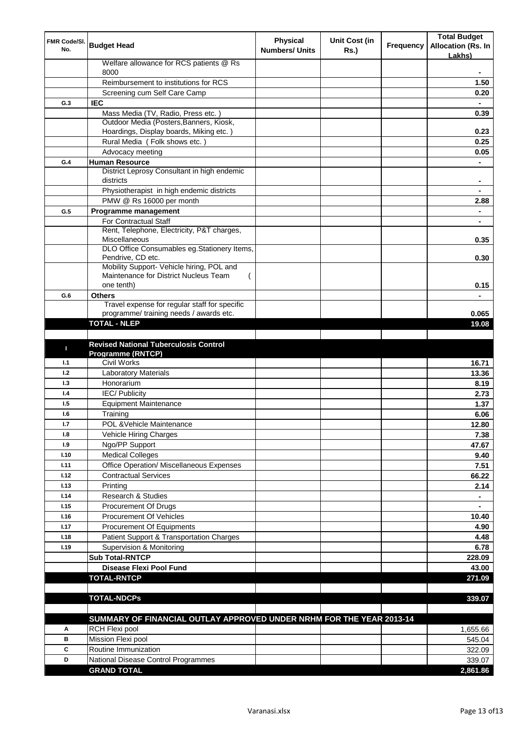| FMR Code/Sl. No. | Budget Head | Physical Numbers/ Units | Unit Cost (in Rs.) | Frequency | Total Budget Allocation (Rs. In Lakhs) |
|---|---|---|---|---|---|
| | Welfare allowance for RCS patients @ Rs 8000 | | | | - |
| | Reimbursement to institutions for RCS | | | | 1.50 |
| | Screening cum Self Care Camp | | | | 0.20 |
| G.3 | **IEC** | | | | - |
| | Mass Media (TV, Radio, Press etc. ) | | | | 0.39 |
| | Outdoor Media (Posters,Banners, Kiosk, Hoardings, Display boards, Miking etc. ) | | | | 0.23 |
| | Rural Media ( Folk shows etc. ) | | | | 0.25 |
| | Advocacy meeting | | | | 0.05 |
| G.4 | **Human Resource** | | | | - |
| | District Leprosy Consultant in high endemic districts | | | | - |
| | Physiotherapist in high endemic districts | | | | - |
| | PMW @ Rs 16000 per month | | | | 2.88 |
| G.5 | **Programme management** | | | | - |
| | For Contractual Staff | | | | - |
| | Rent, Telephone, Electricity, P&T charges, Miscellaneous | | | | 0.35 |
| | DLO Office Consumables eg.Stationery Items, Pendrive, CD etc. | | | | 0.30 |
| | Mobility Support- Vehicle hiring, POL and Maintenance for District Nucleus Team ( one tenth) | | | | 0.15 |
| G.6 | **Others** | | | | - |
| | Travel expense for regular staff for specific programme/ training needs / awards etc. | | | | 0.065 |
| | **TOTAL - NLEP** | | | | **19.08** |
| | | | | | |
| I | **Revised National Tuberculosis Control Programme (RNTCP)** | | | | |
| I.1 | Civil Works | | | | 16.71 |
| I.2 | Laboratory Materials | | | | 13.36 |
| I.3 | Honorarium | | | | 8.19 |
| I.4 | IEC/ Publicity | | | | 2.73 |
| I.5 | Equipment Maintenance | | | | 1.37 |
| I.6 | Training | | | | 6.06 |
| I.7 | POL &Vehicle Maintenance | | | | 12.80 |
| I.8 | Vehicle Hiring Charges | | | | 7.38 |
| I.9 | Ngo/PP Support | | | | 47.67 |
| I.10 | Medical Colleges | | | | 9.40 |
| I.11 | Office Operation/ Miscellaneous Expenses | | | | 7.51 |
| I.12 | Contractual Services | | | | 66.22 |
| I.13 | Printing | | | | 2.14 |
| I.14 | Research & Studies | | | | - |
| I.15 | Procurement Of Drugs | | | | - |
| I.16 | Procurement Of Vehicles | | | | 10.40 |
| I.17 | Procurement Of Equipments | | | | 4.90 |
| I.18 | Patient Support & Transportation Charges | | | | 4.48 |
| I.19 | Supervision & Monitoring | | | | 6.78 |
| | **Sub Total-RNTCP** | | | | **228.09** |
| | **Disease Flexi Pool Fund** | | | | **43.00** |
| | **TOTAL-RNTCP** | | | | **271.09** |
| | | | | | |
| | **TOTAL-NDCPs** | | | | **339.07** |
| | | | | | |
| | **SUMMARY OF FINANCIAL OUTLAY APPROVED UNDER NRHM FOR THE YEAR 2013-14** | | | | |
| A | RCH Flexi pool | | | | 1,655.66 |
| B | Mission Flexi pool | | | | 545.04 |
| C | Routine Immunization | | | | 322.09 |
| D | National Disease Control Programmes | | | | 339.07 |
| | **GRAND TOTAL** | | | | **2,861.86** |